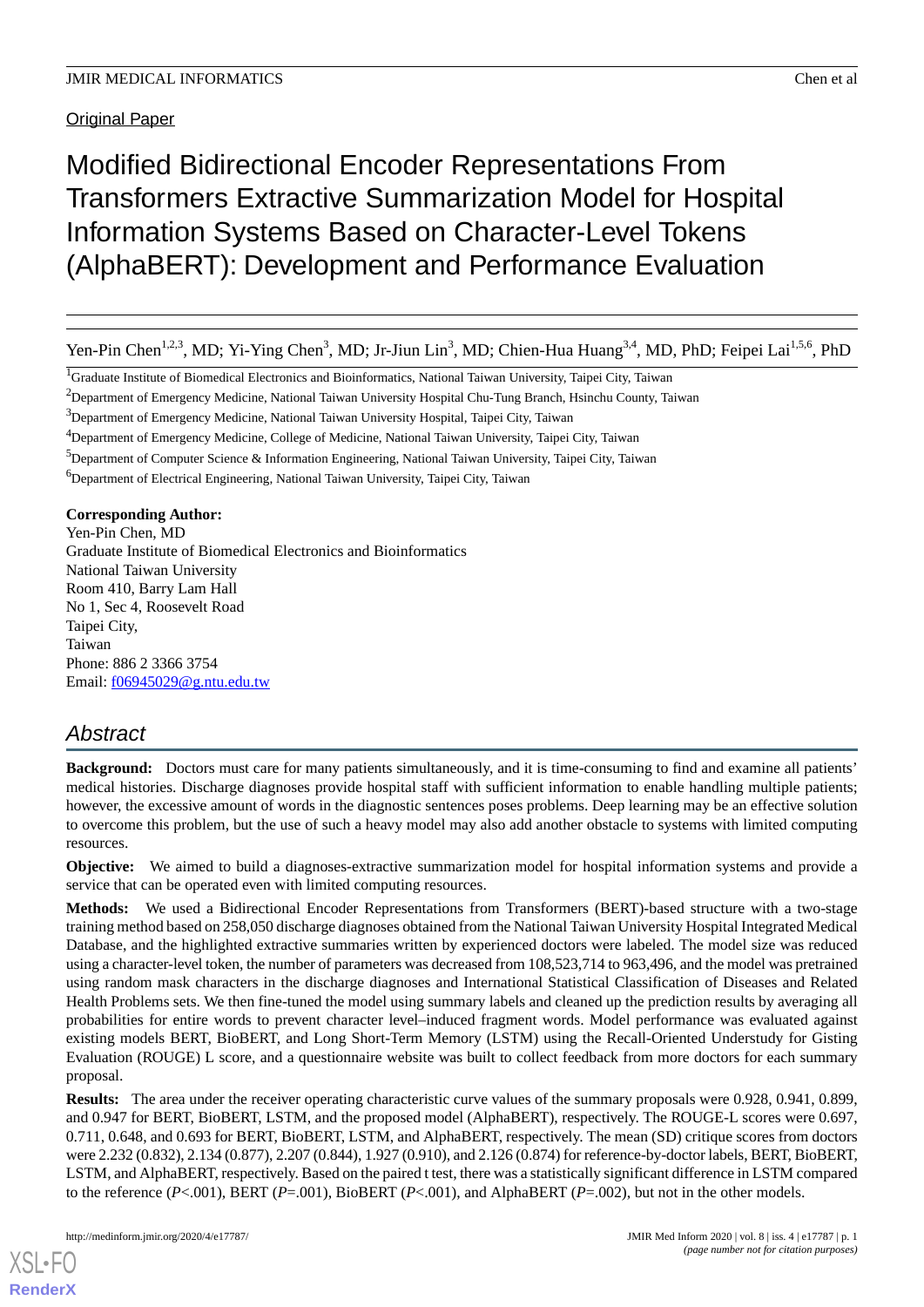Original Paper

# Modified Bidirectional Encoder Representations From Transformers Extractive Summarization Model for Hospital Information Systems Based on Character-Level Tokens (AlphaBERT): Development and Performance Evaluation

Yen-Pin Chen[1,2,3], MD; Yi-Ying Chen[3], MD; Jr-Jiun Lin[3], MD; Chien-Hua Huang[3,4], MD, PhD; Feipei Lai[1,5,6], PhD

[1]Graduate Institute of Biomedical Electronics and Bioinformatics, National Taiwan University, Taipei City, Taiwan

[2]Department of Emergency Medicine, National Taiwan University Hospital Chu-Tung Branch, Hsinchu County, Taiwan

[3]Department of Emergency Medicine, National Taiwan University Hospital, Taipei City, Taiwan

[4]Department of Emergency Medicine, College of Medicine, National Taiwan University, Taipei City, Taiwan

[5]Department of Computer Science & Information Engineering, National Taiwan University, Taipei City, Taiwan

[6]Department of Electrical Engineering, National Taiwan University, Taipei City, Taiwan

**Corresponding Author:**
Yen-Pin Chen, MD
Graduate Institute of Biomedical Electronics and Bioinformatics
National Taiwan University
Room 410, Barry Lam Hall
No 1, Sec 4, Roosevelt Road
Taipei City,
Taiwan
Phone: 886 2 3366 3754
Email: f06945029@g.ntu.edu.tw

## Abstract

**Background:** Doctors must care for many patients simultaneously, and it is time-consuming to find and examine all patients' medical histories. Discharge diagnoses provide hospital staff with sufficient information to enable handling multiple patients; however, the excessive amount of words in the diagnostic sentences poses problems. Deep learning may be an effective solution to overcome this problem, but the use of such a heavy model may also add another obstacle to systems with limited computing resources.

**Objective:** We aimed to build a diagnoses-extractive summarization model for hospital information systems and provide a service that can be operated even with limited computing resources.

**Methods:** We used a Bidirectional Encoder Representations from Transformers (BERT)-based structure with a two-stage training method based on 258,050 discharge diagnoses obtained from the National Taiwan University Hospital Integrated Medical Database, and the highlighted extractive summaries written by experienced doctors were labeled. The model size was reduced using a character-level token, the number of parameters was decreased from 108,523,714 to 963,496, and the model was pretrained using random mask characters in the discharge diagnoses and International Statistical Classification of Diseases and Related Health Problems sets. We then fine-tuned the model using summary labels and cleaned up the prediction results by averaging all probabilities for entire words to prevent character level–induced fragment words. Model performance was evaluated against existing models BERT, BioBERT, and Long Short-Term Memory (LSTM) using the Recall-Oriented Understudy for Gisting Evaluation (ROUGE) L score, and a questionnaire website was built to collect feedback from more doctors for each summary proposal.

**Results:** The area under the receiver operating characteristic curve values of the summary proposals were 0.928, 0.941, 0.899, and 0.947 for BERT, BioBERT, LSTM, and the proposed model (AlphaBERT), respectively. The ROUGE-L scores were 0.697, 0.711, 0.648, and 0.693 for BERT, BioBERT, LSTM, and AlphaBERT, respectively. The mean (SD) critique scores from doctors were 2.232 (0.832), 2.134 (0.877), 2.207 (0.844), 1.927 (0.910), and 2.126 (0.874) for reference-by-doctor labels, BERT, BioBERT, LSTM, and AlphaBERT, respectively. Based on the paired t test, there was a statistically significant difference in LSTM compared to the reference ($P<.001$), BERT ($P=.001$), BioBERT ($P<.001$), and AlphaBERT ($P=.002$), but not in the other models.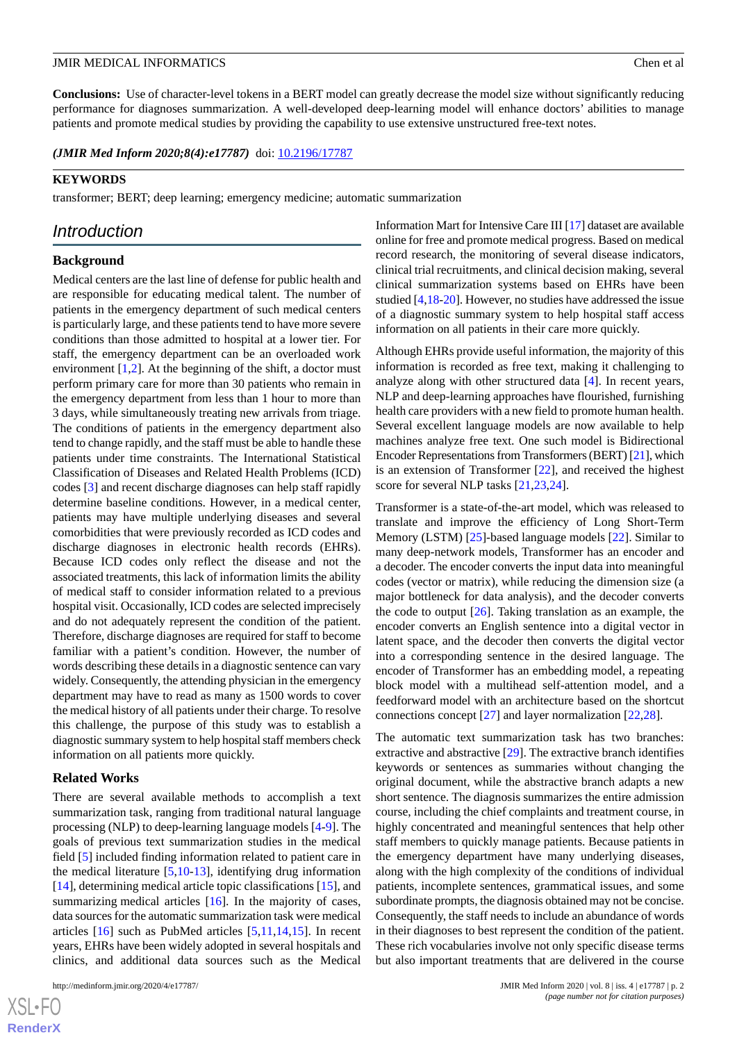**Conclusions:** Use of character-level tokens in a BERT model can greatly decrease the model size without significantly reducing performance for diagnoses summarization. A well-developed deep-learning model will enhance doctors' abilities to manage patients and promote medical studies by providing the capability to use extensive unstructured free-text notes.

*(JMIR Med Inform 2020;8(4):e17787)* doi: 10.2196/17787

**KEYWORDS**

transformer; BERT; deep learning; emergency medicine; automatic summarization

## Introduction

### Background

Medical centers are the last line of defense for public health and are responsible for educating medical talent. The number of patients in the emergency department of such medical centers is particularly large, and these patients tend to have more severe conditions than those admitted to hospital at a lower tier. For staff, the emergency department can be an overloaded work environment [1,2]. At the beginning of the shift, a doctor must perform primary care for more than 30 patients who remain in the emergency department from less than 1 hour to more than 3 days, while simultaneously treating new arrivals from triage. The conditions of patients in the emergency department also tend to change rapidly, and the staff must be able to handle these patients under time constraints. The International Statistical Classification of Diseases and Related Health Problems (ICD) codes [3] and recent discharge diagnoses can help staff rapidly determine baseline conditions. However, in a medical center, patients may have multiple underlying diseases and several comorbidities that were previously recorded as ICD codes and discharge diagnoses in electronic health records (EHRs). Because ICD codes only reflect the disease and not the associated treatments, this lack of information limits the ability of medical staff to consider information related to a previous hospital visit. Occasionally, ICD codes are selected imprecisely and do not adequately represent the condition of the patient. Therefore, discharge diagnoses are required for staff to become familiar with a patient's condition. However, the number of words describing these details in a diagnostic sentence can vary widely. Consequently, the attending physician in the emergency department may have to read as many as 1500 words to cover the medical history of all patients under their charge. To resolve this challenge, the purpose of this study was to establish a diagnostic summary system to help hospital staff members check information on all patients more quickly.

### Related Works

There are several available methods to accomplish a text summarization task, ranging from traditional natural language processing (NLP) to deep-learning language models [4-9]. The goals of previous text summarization studies in the medical field [5] included finding information related to patient care in the medical literature [5,10-13], identifying drug information [14], determining medical article topic classifications [15], and summarizing medical articles [16]. In the majority of cases, data sources for the automatic summarization task were medical articles [16] such as PubMed articles [5,11,14,15]. In recent years, EHRs have been widely adopted in several hospitals and clinics, and additional data sources such as the Medical Information Mart for Intensive Care III [17] dataset are available online for free and promote medical progress. Based on medical record research, the monitoring of several disease indicators, clinical trial recruitments, and clinical decision making, several clinical summarization systems based on EHRs have been studied [4,18-20]. However, no studies have addressed the issue of a diagnostic summary system to help hospital staff access information on all patients in their care more quickly.

Although EHRs provide useful information, the majority of this information is recorded as free text, making it challenging to analyze along with other structured data [4]. In recent years, NLP and deep-learning approaches have flourished, furnishing health care providers with a new field to promote human health. Several excellent language models are now available to help machines analyze free text. One such model is Bidirectional Encoder Representations from Transformers (BERT) [21], which is an extension of Transformer [22], and received the highest score for several NLP tasks [21,23,24].

Transformer is a state-of-the-art model, which was released to translate and improve the efficiency of Long Short-Term Memory (LSTM) [25]-based language models [22]. Similar to many deep-network models, Transformer has an encoder and a decoder. The encoder converts the input data into meaningful codes (vector or matrix), while reducing the dimension size (a major bottleneck for data analysis), and the decoder converts the code to output [26]. Taking translation as an example, the encoder converts an English sentence into a digital vector in latent space, and the decoder then converts the digital vector into a corresponding sentence in the desired language. The encoder of Transformer has an embedding model, a repeating block model with a multihead self-attention model, and a feedforward model with an architecture based on the shortcut connections concept [27] and layer normalization [22,28].

The automatic text summarization task has two branches: extractive and abstractive [29]. The extractive branch identifies keywords or sentences as summaries without changing the original document, while the abstractive branch adapts a new short sentence. The diagnosis summarizes the entire admission course, including the chief complaints and treatment course, in highly concentrated and meaningful sentences that help other staff members to quickly manage patients. Because patients in the emergency department have many underlying diseases, along with the high complexity of the conditions of individual patients, incomplete sentences, grammatical issues, and some subordinate prompts, the diagnosis obtained may not be concise. Consequently, the staff needs to include an abundance of words in their diagnoses to best represent the condition of the patient. These rich vocabularies involve not only specific disease terms but also important treatments that are delivered in the course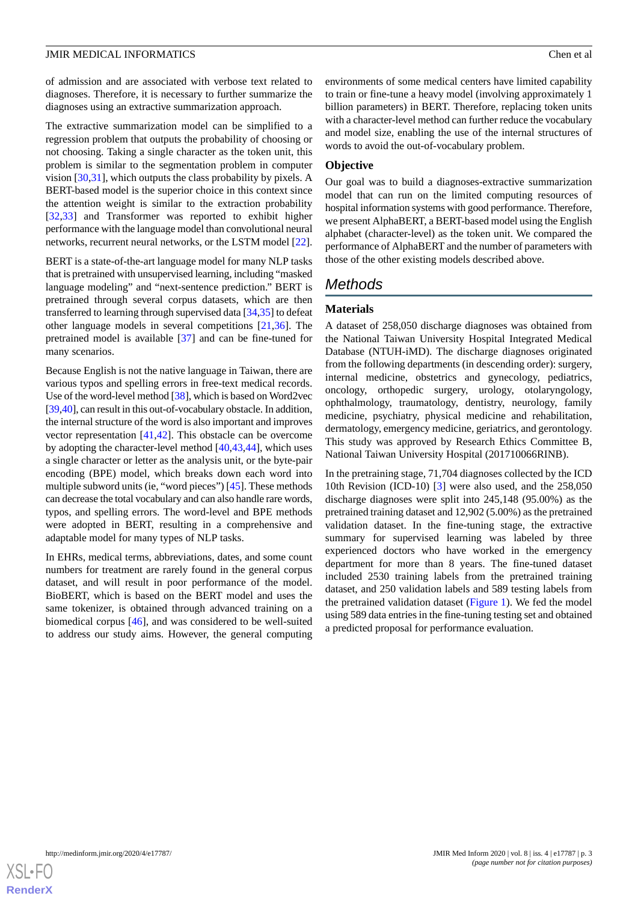of admission and are associated with verbose text related to diagnoses. Therefore, it is necessary to further summarize the diagnoses using an extractive summarization approach.

The extractive summarization model can be simplified to a regression problem that outputs the probability of choosing or not choosing. Taking a single character as the token unit, this problem is similar to the segmentation problem in computer vision [30,31], which outputs the class probability by pixels. A BERT-based model is the superior choice in this context since the attention weight is similar to the extraction probability [32,33] and Transformer was reported to exhibit higher performance with the language model than convolutional neural networks, recurrent neural networks, or the LSTM model [22].

BERT is a state-of-the-art language model for many NLP tasks that is pretrained with unsupervised learning, including "masked language modeling" and "next-sentence prediction." BERT is pretrained through several corpus datasets, which are then transferred to learning through supervised data [34,35] to defeat other language models in several competitions [21,36]. The pretrained model is available [37] and can be fine-tuned for many scenarios.

Because English is not the native language in Taiwan, there are various typos and spelling errors in free-text medical records. Use of the word-level method [38], which is based on Word2vec [39,40], can result in this out-of-vocabulary obstacle. In addition, the internal structure of the word is also important and improves vector representation [41,42]. This obstacle can be overcome by adopting the character-level method [40,43,44], which uses a single character or letter as the analysis unit, or the byte-pair encoding (BPE) model, which breaks down each word into multiple subword units (ie, "word pieces") [45]. These methods can decrease the total vocabulary and can also handle rare words, typos, and spelling errors. The word-level and BPE methods were adopted in BERT, resulting in a comprehensive and adaptable model for many types of NLP tasks.

In EHRs, medical terms, abbreviations, dates, and some count numbers for treatment are rarely found in the general corpus dataset, and will result in poor performance of the model. BioBERT, which is based on the BERT model and uses the same tokenizer, is obtained through advanced training on a biomedical corpus [46], and was considered to be well-suited to address our study aims. However, the general computing environments of some medical centers have limited capability to train or fine-tune a heavy model (involving approximately 1 billion parameters) in BERT. Therefore, replacing token units with a character-level method can further reduce the vocabulary and model size, enabling the use of the internal structures of words to avoid the out-of-vocabulary problem.

### Objective

Our goal was to build a diagnoses-extractive summarization model that can run on the limited computing resources of hospital information systems with good performance. Therefore, we present AlphaBERT, a BERT-based model using the English alphabet (character-level) as the token unit. We compared the performance of AlphaBERT and the number of parameters with those of the other existing models described above.

## Methods

### Materials

A dataset of 258,050 discharge diagnoses was obtained from the National Taiwan University Hospital Integrated Medical Database (NTUH-iMD). The discharge diagnoses originated from the following departments (in descending order): surgery, internal medicine, obstetrics and gynecology, pediatrics, oncology, orthopedic surgery, urology, otolaryngology, ophthalmology, traumatology, dentistry, neurology, family medicine, psychiatry, physical medicine and rehabilitation, dermatology, emergency medicine, geriatrics, and gerontology. This study was approved by Research Ethics Committee B, National Taiwan University Hospital (201710066RINB).

In the pretraining stage, 71,704 diagnoses collected by the ICD 10th Revision (ICD-10) [3] were also used, and the 258,050 discharge diagnoses were split into 245,148 (95.00%) as the pretrained training dataset and 12,902 (5.00%) as the pretrained validation dataset. In the fine-tuning stage, the extractive summary for supervised learning was labeled by three experienced doctors who have worked in the emergency department for more than 8 years. The fine-tuned dataset included 2530 training labels from the pretrained training dataset, and 250 validation labels and 589 testing labels from the pretrained validation dataset (Figure 1). We fed the model using 589 data entries in the fine-tuning testing set and obtained a predicted proposal for performance evaluation.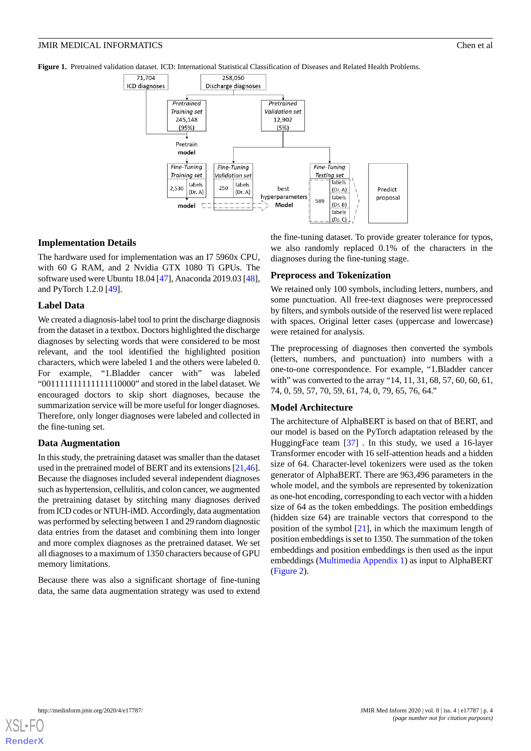**Figure 1.** Pretrained validation dataset. ICD: International Statistical Classification of Diseases and Related Health Problems.

### Implementation Details

The hardware used for implementation was an I7 5960x CPU, with 60 G RAM, and 2 Nvidia GTX 1080 Ti GPUs. The software used were Ubuntu 18.04 [47], Anaconda 2019.03 [48], and PyTorch 1.2.0 [49].

### Label Data

We created a diagnosis-label tool to print the discharge diagnosis from the dataset in a textbox. Doctors highlighted the discharge diagnoses by selecting words that were considered to be most relevant, and the tool identified the highlighted position characters, which were labeled 1 and the others were labeled 0. For example, "1.Bladder cancer with" was labeled "0011111111111111110000" and stored in the label dataset. We encouraged doctors to skip short diagnoses, because the summarization service will be more useful for longer diagnoses. Therefore, only longer diagnoses were labeled and collected in the fine-tuning set.

### Data Augmentation

In this study, the pretraining dataset was smaller than the dataset used in the pretrained model of BERT and its extensions [21,46]. Because the diagnoses included several independent diagnoses such as hypertension, cellulitis, and colon cancer, we augmented the pretraining dataset by stitching many diagnoses derived from ICD codes or NTUH-iMD. Accordingly, data augmentation was performed by selecting between 1 and 29 random diagnostic data entries from the dataset and combining them into longer and more complex diagnoses as the pretrained dataset. We set all diagnoses to a maximum of 1350 characters because of GPU memory limitations.

Because there was also a significant shortage of fine-tuning data, the same data augmentation strategy was used to extend the fine-tuning dataset. To provide greater tolerance for typos, we also randomly replaced 0.1% of the characters in the diagnoses during the fine-tuning stage.

### Preprocess and Tokenization

We retained only 100 symbols, including letters, numbers, and some punctuation. All free-text diagnoses were preprocessed by filters, and symbols outside of the reserved list were replaced with spaces. Original letter cases (uppercase and lowercase) were retained for analysis.

The preprocessing of diagnoses then converted the symbols (letters, numbers, and punctuation) into numbers with a one-to-one correspondence. For example, "1.Bladder cancer with" was converted to the array "14, 11, 31, 68, 57, 60, 60, 61, 74, 0, 59, 57, 70, 59, 61, 74, 0, 79, 65, 76, 64."

### Model Architecture

The architecture of AlphaBERT is based on that of BERT, and our model is based on the PyTorch adaptation released by the HuggingFace team [37] . In this study, we used a 16-layer Transformer encoder with 16 self-attention heads and a hidden size of 64. Character-level tokenizers were used as the token generator of AlphaBERT. There are 963,496 parameters in the whole model, and the symbols are represented by tokenization as one-hot encoding, corresponding to each vector with a hidden size of 64 as the token embeddings. The position embeddings (hidden size 64) are trainable vectors that correspond to the position of the symbol [21], in which the maximum length of position embeddings is set to 1350. The summation of the token embeddings and position embeddings is then used as the input embeddings (Multimedia Appendix 1) as input to AlphaBERT (Figure 2).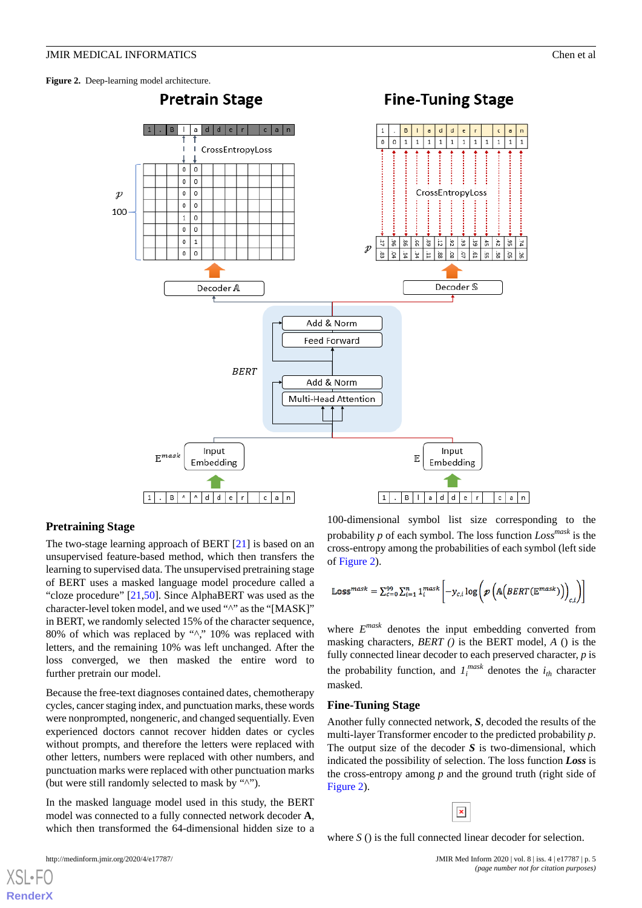**Figure 2.** Deep-learning model architecture.

### Pretraining Stage

The two-stage learning approach of BERT [21] is based on an unsupervised feature-based method, which then transfers the learning to supervised data. The unsupervised pretraining stage of BERT uses a masked language model procedure called a "cloze procedure" [21,50]. Since AlphaBERT was used as the character-level token model, and we used "^" as the "[MASK]" in BERT, we randomly selected 15% of the character sequence, 80% of which was replaced by "^," 10% was replaced with letters, and the remaining 10% was left unchanged. After the loss converged, we then masked the entire word to further pretrain our model.

Because the free-text diagnoses contained dates, chemotherapy cycles, cancer staging index, and punctuation marks, these words were nonprompted, nongeneric, and changed sequentially. Even experienced doctors cannot recover hidden dates or cycles without prompts, and therefore the letters were replaced with other letters, numbers were replaced with other numbers, and punctuation marks were replaced with other punctuation marks (but were still randomly selected to mask by "^").

In the masked language model used in this study, the BERT model was connected to a fully connected network decoder **A**, which then transformed the 64-dimensional hidden size to a 100-dimensional symbol list size corresponding to the probability $p$ of each symbol. The loss function $Loss^{mask}$ is the cross-entropy among the probabilities of each symbol (left side of Figure 2).

$$\mathbb{Loss}^{mask} = \sum_{c=0}^{99} \sum_{i=1}^{n} 1_i^{mask} \left[ -y_{c,i} \log \left( p \left( \mathbb{A} \left( BERT\left( \mathbb{E}^{mask} \right) \right) \right)_{c,i} \right) \right]$$

where $E^{mask}$ denotes the input embedding converted from masking characters, *BERT ()* is the BERT model, *A* () is the fully connected linear decoder to each preserved character, *p* is the probability function, and $1_i^{mask}$ denotes the $i_{th}$ character masked.

### Fine-Tuning Stage

Another fully connected network, ***S***, decoded the results of the multi-layer Transformer encoder to the predicted probability *p*. The output size of the decoder ***S*** is two-dimensional, which indicated the possibility of selection. The loss function ***Loss*** is the cross-entropy among *p* and the ground truth (right side of Figure 2).

where *S* () is the full connected linear decoder for selection.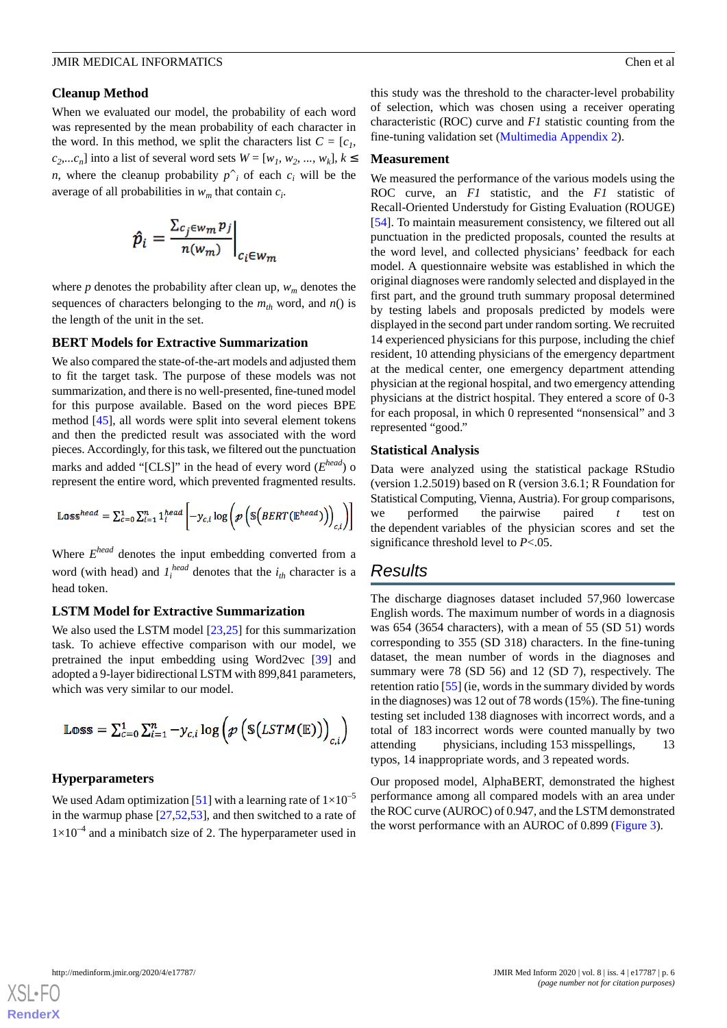### Cleanup Method

When we evaluated our model, the probability of each word was represented by the mean probability of each character in the word. In this method, we split the characters list $C = [c_1, c_2 ... c_n]$ into a list of several word sets $W = [w_1, w_2, ..., w_k]$, $k \leq n$, where the cleanup probability $\hat{p}_i$ of each $c_i$ will be the average of all probabilities in $w_m$ that contain $c_i$.

$$\hat{p}_i = \frac{\sum_{c_j \in w_m} p_j}{n(w_m)} \Bigg|_{c_i \in w_m}$$

where $p$ denotes the probability after clean up, $w_m$ denotes the sequences of characters belonging to the $m_{th}$ word, and $n()$ is the length of the unit in the set.

### BERT Models for Extractive Summarization

We also compared the state-of-the-art models and adjusted them to fit the target task. The purpose of these models was not summarization, and there is no well-presented, fine-tuned model for this purpose available. Based on the word pieces BPE method [45], all words were split into several element tokens and then the predicted result was associated with the word pieces. Accordingly, for this task, we filtered out the punctuation marks and added "[CLS]" in the head of every word ($E^{head}$) o represent the entire word, which prevented fragmented results.

$$\mathbb{L}\text{oss}^{head} = \sum_{c=0}^{1} \sum_{i=1}^{n} 1_i^{head} \left[ -y_{c,i} \log \left( p \left( \mathbb{S} \left( BERT \left( \mathbb{E}^{head} \right) \right) \right)_{c,i} \right) \right]$$

Where $E^{head}$ denotes the input embedding converted from a word (with head) and $1_i^{head}$ denotes that the $i_{th}$ character is a head token.

### LSTM Model for Extractive Summarization

We also used the LSTM model [23,25] for this summarization task. To achieve effective comparison with our model, we pretrained the input embedding using Word2vec [39] and adopted a 9-layer bidirectional LSTM with 899,841 parameters, which was very similar to our model.

$$\mathbb{L}\text{oss} = \sum_{c=0}^{1} \sum_{i=1}^{n} -y_{c,i} \log \left( p \left( \mathbb{S} \left( LSTM(\mathbb{E}) \right) \right)_{c,i} \right)$$

### Hyperparameters

We used Adam optimization [51] with a learning rate of $1 \times 10^{-5}$ in the warmup phase [27,52,53], and then switched to a rate of $1 \times 10^{-4}$ and a minibatch size of 2. The hyperparameter used in this study was the threshold to the character-level probability of selection, which was chosen using a receiver operating characteristic (ROC) curve and *F1* statistic counting from the fine-tuning validation set (Multimedia Appendix 2).

### Measurement

We measured the performance of the various models using the ROC curve, an *F1* statistic, and the *F1* statistic of Recall-Oriented Understudy for Gisting Evaluation (ROUGE) [54]. To maintain measurement consistency, we filtered out all punctuation in the predicted proposals, counted the results at the word level, and collected physicians' feedback for each model. A questionnaire website was established in which the original diagnoses were randomly selected and displayed in the first part, and the ground truth summary proposal determined by testing labels and proposals predicted by models were displayed in the second part under random sorting. We recruited 14 experienced physicians for this purpose, including the chief resident, 10 attending physicians of the emergency department at the medical center, one emergency department attending physician at the regional hospital, and two emergency attending physicians at the district hospital. They entered a score of 0-3 for each proposal, in which 0 represented "nonsensical" and 3 represented "good."

### Statistical Analysis

Data were analyzed using the statistical package RStudio (version 1.2.5019) based on R (version 3.6.1; R Foundation for Statistical Computing, Vienna, Austria). For group comparisons, we performed the pairwise paired *t* test on the dependent variables of the physician scores and set the significance threshold level to $P<.05$.

## Results

The discharge diagnoses dataset included 57,960 lowercase English words. The maximum number of words in a diagnosis was 654 (3654 characters), with a mean of 55 (SD 51) words corresponding to 355 (SD 318) characters. In the fine-tuning dataset, the mean number of words in the diagnoses and summary were 78 (SD 56) and 12 (SD 7), respectively. The retention ratio [55] (ie, words in the summary divided by words in the diagnoses) was 12 out of 78 words (15%). The fine-tuning testing set included 138 diagnoses with incorrect words, and a total of 183 incorrect words were counted manually by two attending physicians, including 153 misspellings, 13 typos, 14 inappropriate words, and 3 repeated words.

Our proposed model, AlphaBERT, demonstrated the highest performance among all compared models with an area under the ROC curve (AUROC) of 0.947, and the LSTM demonstrated the worst performance with an AUROC of 0.899 (Figure 3).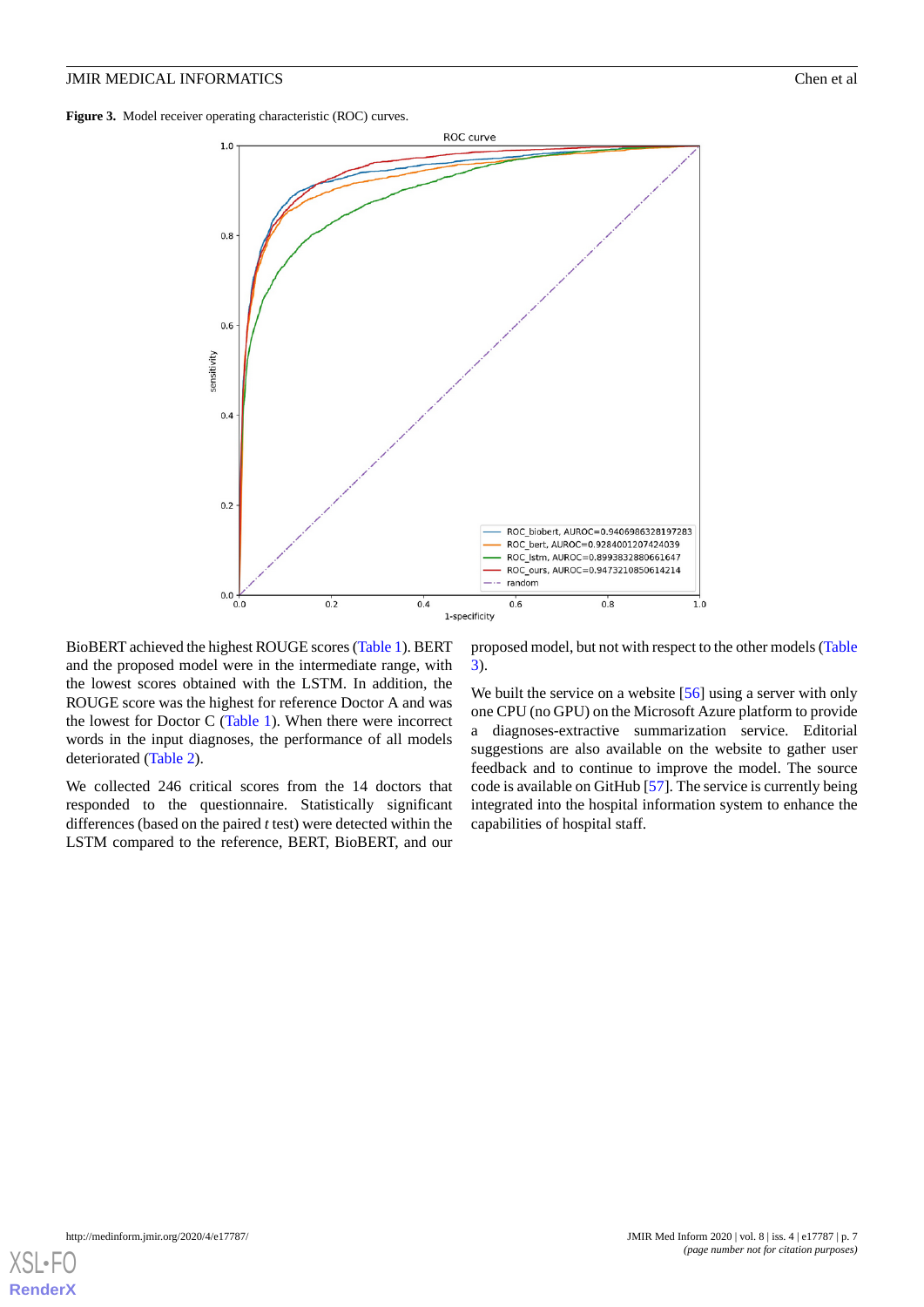**Figure 3.** Model receiver operating characteristic (ROC) curves.

BioBERT achieved the highest ROUGE scores (Table 1). BERT and the proposed model were in the intermediate range, with the lowest scores obtained with the LSTM. In addition, the ROUGE score was the highest for reference Doctor A and was the lowest for Doctor C (Table 1). When there were incorrect words in the input diagnoses, the performance of all models deteriorated (Table 2).

We collected 246 critical scores from the 14 doctors that responded to the questionnaire. Statistically significant differences (based on the paired *t* test) were detected within the LSTM compared to the reference, BERT, BioBERT, and our proposed model, but not with respect to the other models (Table 3).

We built the service on a website [56] using a server with only one CPU (no GPU) on the Microsoft Azure platform to provide a diagnoses-extractive summarization service. Editorial suggestions are also available on the website to gather user feedback and to continue to improve the model. The source code is available on GitHub [57]. The service is currently being integrated into the hospital information system to enhance the capabilities of hospital staff.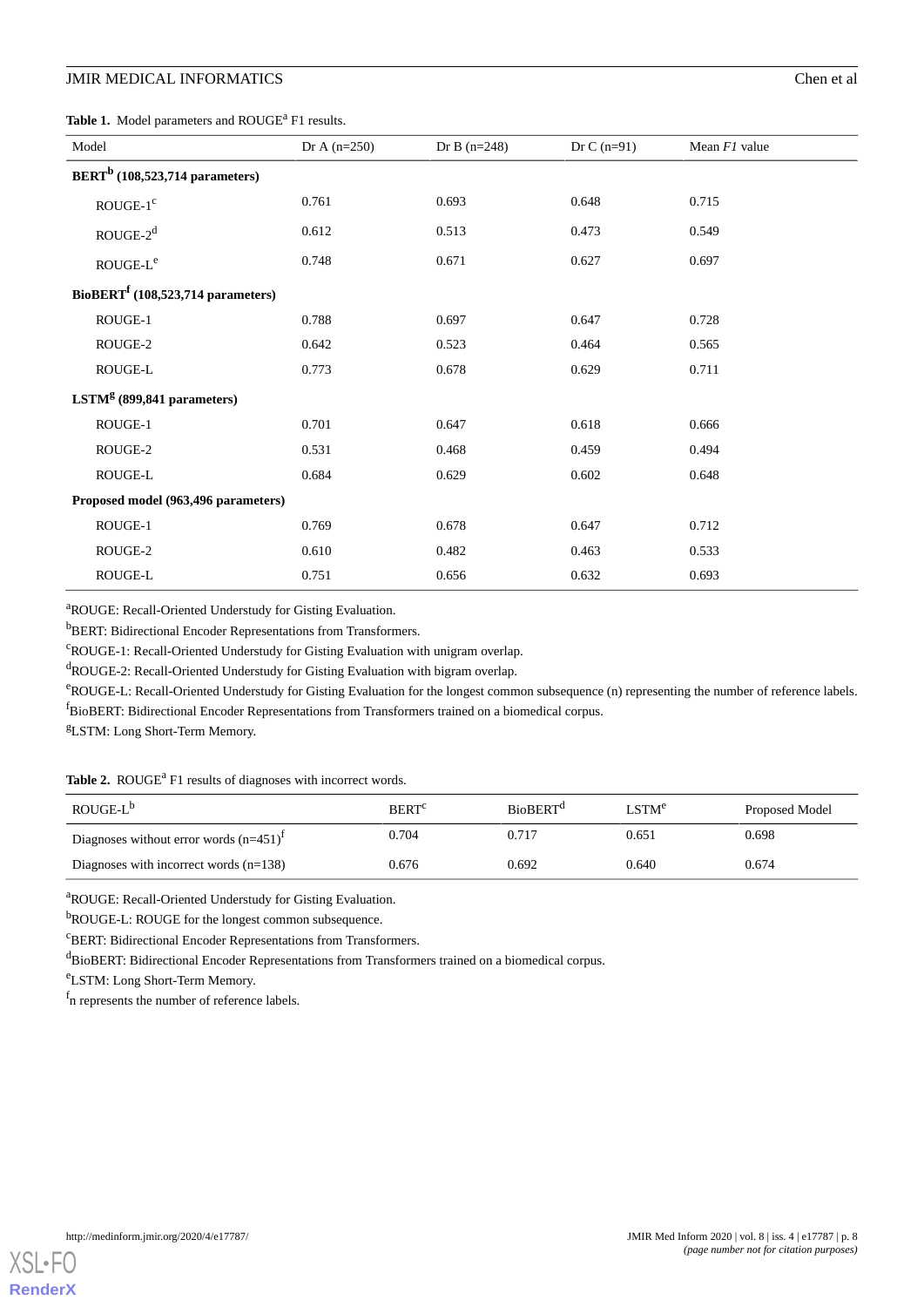**Table 1.** Model parameters and ROUGE[a] F1 results.

| Model | Dr A (n=250) | Dr B (n=248) | Dr C (n=91) | Mean *F1* value |
|---|---|---|---|---|
| **BERT[b] (108,523,714 parameters)** | | | | |
| ROUGE-1[c] | 0.761 | 0.693 | 0.648 | 0.715 |
| ROUGE-2[d] | 0.612 | 0.513 | 0.473 | 0.549 |
| ROUGE-L[e] | 0.748 | 0.671 | 0.627 | 0.697 |
| **BioBERT[f] (108,523,714 parameters)** | | | | |
| ROUGE-1 | 0.788 | 0.697 | 0.647 | 0.728 |
| ROUGE-2 | 0.642 | 0.523 | 0.464 | 0.565 |
| ROUGE-L | 0.773 | 0.678 | 0.629 | 0.711 |
| **LSTM[g] (899,841 parameters)** | | | | |
| ROUGE-1 | 0.701 | 0.647 | 0.618 | 0.666 |
| ROUGE-2 | 0.531 | 0.468 | 0.459 | 0.494 |
| ROUGE-L | 0.684 | 0.629 | 0.602 | 0.648 |
| **Proposed model (963,496 parameters)** | | | | |
| ROUGE-1 | 0.769 | 0.678 | 0.647 | 0.712 |
| ROUGE-2 | 0.610 | 0.482 | 0.463 | 0.533 |
| ROUGE-L | 0.751 | 0.656 | 0.632 | 0.693 |

[a]ROUGE: Recall-Oriented Understudy for Gisting Evaluation.

[b]BERT: Bidirectional Encoder Representations from Transformers.

[c]ROUGE-1: Recall-Oriented Understudy for Gisting Evaluation with unigram overlap.

[d]ROUGE-2: Recall-Oriented Understudy for Gisting Evaluation with bigram overlap.

[e]ROUGE-L: Recall-Oriented Understudy for Gisting Evaluation for the longest common subsequence (n) representing the number of reference labels.

[f]BioBERT: Bidirectional Encoder Representations from Transformers trained on a biomedical corpus.

[g]LSTM: Long Short-Term Memory.

**Table 2.** ROUGE[a] F1 results of diagnoses with incorrect words.

| ROUGE-L[b] | BERT[c] | BioBERT[d] | LSTM[e] | Proposed Model |
|---|---|---|---|---|
| Diagnoses without error words (n=451)[f] | 0.704 | 0.717 | 0.651 | 0.698 |
| Diagnoses with incorrect words (n=138) | 0.676 | 0.692 | 0.640 | 0.674 |

[a]ROUGE: Recall-Oriented Understudy for Gisting Evaluation.

[b]ROUGE-L: ROUGE for the longest common subsequence.

[c]BERT: Bidirectional Encoder Representations from Transformers.

[d]BioBERT: Bidirectional Encoder Representations from Transformers trained on a biomedical corpus.

[e]LSTM: Long Short-Term Memory.

[f]n represents the number of reference labels.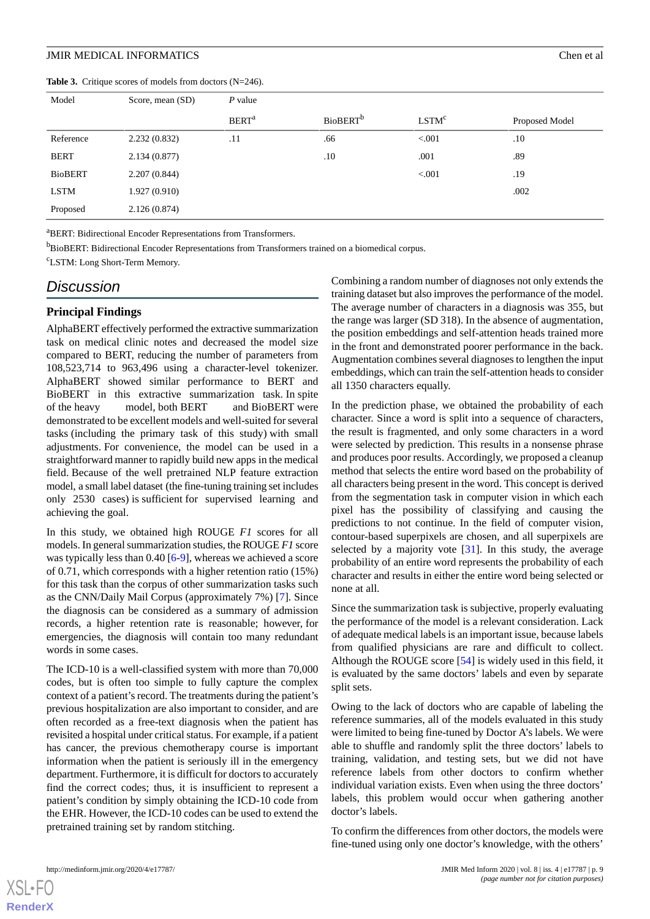**Table 3.** Critique scores of models from doctors (N=246).

| Model | Score, mean (SD) | *P* value | | | |
|---|---|---|---|---|---|
| | | BERT[a] | BioBERT[b] | LSTM[c] | Proposed Model |
| Reference | 2.232 (0.832) | .11 | .66 | <.001 | .10 |
| BERT | 2.134 (0.877) | | .10 | .001 | .89 |
| BioBERT | 2.207 (0.844) | | | <.001 | .19 |
| LSTM | 1.927 (0.910) | | | | .002 |
| Proposed | 2.126 (0.874) | | | | |

[a]BERT: Bidirectional Encoder Representations from Transformers.

[b]BioBERT: Bidirectional Encoder Representations from Transformers trained on a biomedical corpus.

[c]LSTM: Long Short-Term Memory.

## Discussion

### Principal Findings

AlphaBERT effectively performed the extractive summarization task on medical clinic notes and decreased the model size compared to BERT, reducing the number of parameters from 108,523,714 to 963,496 using a character-level tokenizer. AlphaBERT showed similar performance to BERT and BioBERT in this extractive summarization task. In spite of the heavy model, both BERT and BioBERT were demonstrated to be excellent models and well-suited for several tasks (including the primary task of this study) with small adjustments. For convenience, the model can be used in a straightforward manner to rapidly build new apps in the medical field. Because of the well pretrained NLP feature extraction model, a small label dataset (the fine-tuning training set includes only 2530 cases) is sufficient for supervised learning and achieving the goal.

In this study, we obtained high ROUGE *F1* scores for all models. In general summarization studies, the ROUGE *F1* score was typically less than 0.40 [6-9], whereas we achieved a score of 0.71, which corresponds with a higher retention ratio (15%) for this task than the corpus of other summarization tasks such as the CNN/Daily Mail Corpus (approximately 7%) [7]. Since the diagnosis can be considered as a summary of admission records, a higher retention rate is reasonable; however, for emergencies, the diagnosis will contain too many redundant words in some cases.

The ICD-10 is a well-classified system with more than 70,000 codes, but is often too simple to fully capture the complex context of a patient's record. The treatments during the patient's previous hospitalization are also important to consider, and are often recorded as a free-text diagnosis when the patient has revisited a hospital under critical status. For example, if a patient has cancer, the previous chemotherapy course is important information when the patient is seriously ill in the emergency department. Furthermore, it is difficult for doctors to accurately find the correct codes; thus, it is insufficient to represent a patient's condition by simply obtaining the ICD-10 code from the EHR. However, the ICD-10 codes can be used to extend the pretrained training set by random stitching.

Combining a random number of diagnoses not only extends the training dataset but also improves the performance of the model. The average number of characters in a diagnosis was 355, but the range was larger (SD 318). In the absence of augmentation, the position embeddings and self-attention heads trained more in the front and demonstrated poorer performance in the back. Augmentation combines several diagnoses to lengthen the input embeddings, which can train the self-attention heads to consider all 1350 characters equally.

In the prediction phase, we obtained the probability of each character. Since a word is split into a sequence of characters, the result is fragmented, and only some characters in a word were selected by prediction. This results in a nonsense phrase and produces poor results. Accordingly, we proposed a cleanup method that selects the entire word based on the probability of all characters being present in the word. This concept is derived from the segmentation task in computer vision in which each pixel has the possibility of classifying and causing the predictions to not continue. In the field of computer vision, contour-based superpixels are chosen, and all superpixels are selected by a majority vote [31]. In this study, the average probability of an entire word represents the probability of each character and results in either the entire word being selected or none at all.

Since the summarization task is subjective, properly evaluating the performance of the model is a relevant consideration. Lack of adequate medical labels is an important issue, because labels from qualified physicians are rare and difficult to collect. Although the ROUGE score [54] is widely used in this field, it is evaluated by the same doctors' labels and even by separate split sets.

Owing to the lack of doctors who are capable of labeling the reference summaries, all of the models evaluated in this study were limited to being fine-tuned by Doctor A's labels. We were able to shuffle and randomly split the three doctors' labels to training, validation, and testing sets, but we did not have reference labels from other doctors to confirm whether individual variation exists. Even when using the three doctors' labels, this problem would occur when gathering another doctor's labels.

To confirm the differences from other doctors, the models were fine-tuned using only one doctor's knowledge, with the others'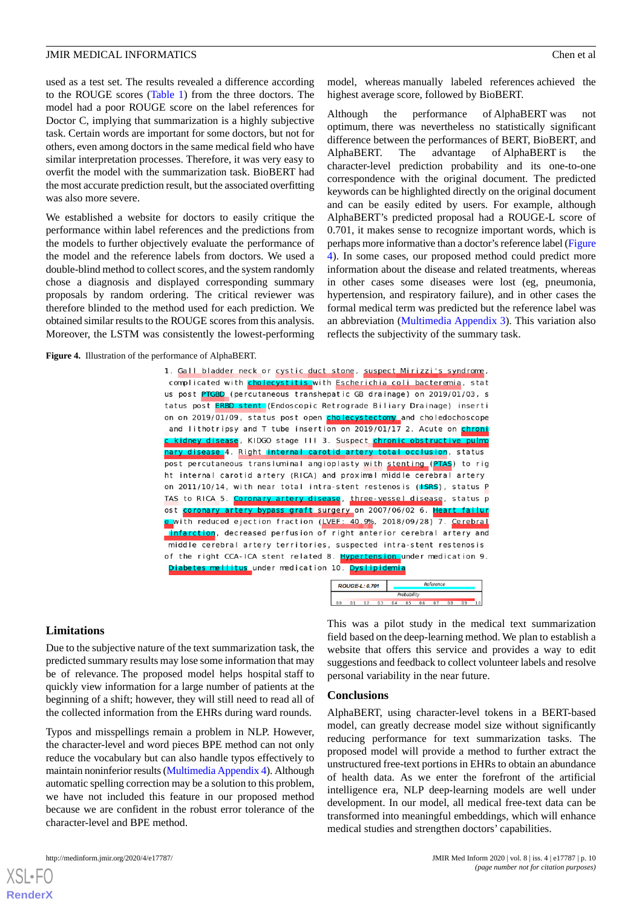used as a test set. The results revealed a difference according to the ROUGE scores (Table 1) from the three doctors. The model had a poor ROUGE score on the label references for Doctor C, implying that summarization is a highly subjective task. Certain words are important for some doctors, but not for others, even among doctors in the same medical field who have similar interpretation processes. Therefore, it was very easy to overfit the model with the summarization task. BioBERT had the most accurate prediction result, but the associated overfitting was also more severe.

We established a website for doctors to easily critique the performance within label references and the predictions from the models to further objectively evaluate the performance of the model and the reference labels from doctors. We used a double-blind method to collect scores, and the system randomly chose a diagnosis and displayed corresponding summary proposals by random ordering. The critical reviewer was therefore blinded to the method used for each prediction. We obtained similar results to the ROUGE scores from this analysis. Moreover, the LSTM was consistently the lowest-performing model, whereas manually labeled references achieved the highest average score, followed by BioBERT.

Although the performance of AlphaBERT was not optimum, there was nevertheless no statistically significant difference between the performances of BERT, BioBERT, and AlphaBERT. The advantage of AlphaBERT is the character-level prediction probability and its one-to-one correspondence with the original document. The predicted keywords can be highlighted directly on the original document and can be easily edited by users. For example, although AlphaBERT's predicted proposal had a ROUGE-L score of 0.701, it makes sense to recognize important words, which is perhaps more informative than a doctor's reference label (Figure 4). In some cases, our proposed method could predict more information about the disease and related treatments, whereas in other cases some diseases were lost (eg, pneumonia, hypertension, and respiratory failure), and in other cases the formal medical term was predicted but the reference label was an abbreviation (Multimedia Appendix 3). This variation also reflects the subjectivity of the summary task.

**Figure 4.** Illustration of the performance of AlphaBERT.

1. Gall bladder neck or cystic duct stone, suspect Mirizzi's syndrome, complicated with cholecystitis with Escherichia coli bacteremia, status post PTGBD (percutaneous transhepatic GB drainage) on 2019/01/03, status post ERBD stent (Endoscopic Retrograde Biliary Drainage) insertion on 2019/01/09, status post open cholecystectomy and choledochoscope and lithotripsy and T tube insertion on 2019/01/17 2. Acute on chronic kidney disease, KIDGO stage III 3. Suspect chronic obstructive pulmonary disease 4. Right internal carotid artery total occlusion, status post percutaneous transluminal angioplasty with stenting (PTAS) to right internal carotid artery (RICA) and proximal middle cerebral artery on 2011/10/14, with near total intra-stent restenosis (ISRS), status PTAS to RICA 5. Coronary artery disease, three-vessel disease, status post coronary artery bypass graft surgery on 2007/06/02 6. Heart failure with reduced ejection fraction (LVEF: 40.9%, 2018/09/28) 7. Cerebral infarction, decreased perfusion of right anterior cerebral artery and middle cerebral artery territories, suspected intra-stent restenosis of the right CCA-ICA stent related 8. Hypertension under medication 9. Diabetes mellitus under medication 10. Dyslipidemia

ROUGE-L: 0.701 | Reference | Probability 0.0 0.1 0.2 0.3 0.4 0.5 0.6 0.7 0.8 0.9 1.0

## Limitations

Due to the subjective nature of the text summarization task, the predicted summary results may lose some information that may be of relevance. The proposed model helps hospital staff to quickly view information for a large number of patients at the beginning of a shift; however, they will still need to read all of the collected information from the EHRs during ward rounds.

Typos and misspellings remain a problem in NLP. However, the character-level and word pieces BPE method can not only reduce the vocabulary but can also handle typos effectively to maintain noninferior results (Multimedia Appendix 4). Although automatic spelling correction may be a solution to this problem, we have not included this feature in our proposed method because we are confident in the robust error tolerance of the character-level and BPE method.

This was a pilot study in the medical text summarization field based on the deep-learning method. We plan to establish a website that offers this service and provides a way to edit suggestions and feedback to collect volunteer labels and resolve personal variability in the near future.

## Conclusions

AlphaBERT, using character-level tokens in a BERT-based model, can greatly decrease model size without significantly reducing performance for text summarization tasks. The proposed model will provide a method to further extract the unstructured free-text portions in EHRs to obtain an abundance of health data. As we enter the forefront of the artificial intelligence era, NLP deep-learning models are well under development. In our model, all medical free-text data can be transformed into meaningful embeddings, which will enhance medical studies and strengthen doctors' capabilities.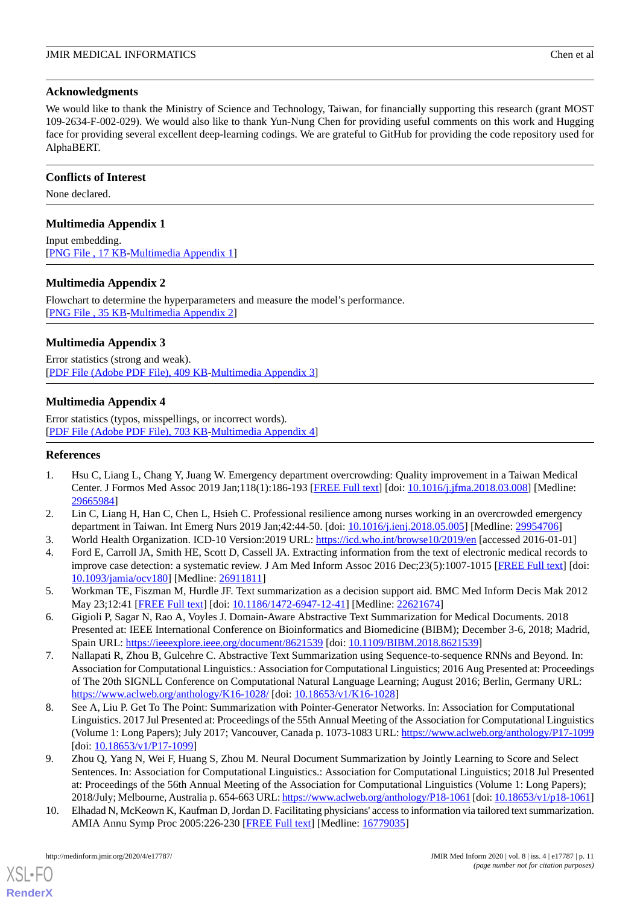## Acknowledgments

We would like to thank the Ministry of Science and Technology, Taiwan, for financially supporting this research (grant MOST 109-2634-F-002-029). We would also like to thank Yun-Nung Chen for providing useful comments on this work and Hugging face for providing several excellent deep-learning codings. We are grateful to GitHub for providing the code repository used for AlphaBERT.

## Conflicts of Interest

None declared.

## Multimedia Appendix 1

Input embedding.
[PNG File , 17 KB-Multimedia Appendix 1]

## Multimedia Appendix 2

Flowchart to determine the hyperparameters and measure the model's performance.
[PNG File , 35 KB-Multimedia Appendix 2]

## Multimedia Appendix 3

Error statistics (strong and weak).
[PDF File (Adobe PDF File), 409 KB-Multimedia Appendix 3]

## Multimedia Appendix 4

Error statistics (typos, misspellings, or incorrect words).
[PDF File (Adobe PDF File), 703 KB-Multimedia Appendix 4]

## References

1. Hsu C, Liang L, Chang Y, Juang W. Emergency department overcrowding: Quality improvement in a Taiwan Medical Center. J Formos Med Assoc 2019 Jan;118(1):186-193 [FREE Full text] [doi: 10.1016/j.jfma.2018.03.008] [Medline: 29665984]
2. Lin C, Liang H, Han C, Chen L, Hsieh C. Professional resilience among nurses working in an overcrowded emergency department in Taiwan. Int Emerg Nurs 2019 Jan;42:44-50. [doi: 10.1016/j.ienj.2018.05.005] [Medline: 29954706]
3. World Health Organization. ICD-10 Version:2019 URL: https://icd.who.int/browse10/2019/en [accessed 2016-01-01]
4. Ford E, Carroll JA, Smith HE, Scott D, Cassell JA. Extracting information from the text of electronic medical records to improve case detection: a systematic review. J Am Med Inform Assoc 2016 Dec;23(5):1007-1015 [FREE Full text] [doi: 10.1093/jamia/ocv180] [Medline: 26911811]
5. Workman TE, Fiszman M, Hurdle JF. Text summarization as a decision support aid. BMC Med Inform Decis Mak 2012 May 23;12:41 [FREE Full text] [doi: 10.1186/1472-6947-12-41] [Medline: 22621674]
6. Gigioli P, Sagar N, Rao A, Voyles J. Domain-Aware Abstractive Text Summarization for Medical Documents. 2018 Presented at: IEEE International Conference on Bioinformatics and Biomedicine (BIBM); December 3-6, 2018; Madrid, Spain URL: https://ieeexplore.ieee.org/document/8621539 [doi: 10.1109/BIBM.2018.8621539]
7. Nallapati R, Zhou B, Gulcehre C. Abstractive Text Summarization using Sequence-to-sequence RNNs and Beyond. In: Association for Computational Linguistics.: Association for Computational Linguistics; 2016 Aug Presented at: Proceedings of The 20th SIGNLL Conference on Computational Natural Language Learning; August 2016; Berlin, Germany URL: https://www.aclweb.org/anthology/K16-1028/ [doi: 10.18653/v1/K16-1028]
8. See A, Liu P. Get To The Point: Summarization with Pointer-Generator Networks. In: Association for Computational Linguistics. 2017 Jul Presented at: Proceedings of the 55th Annual Meeting of the Association for Computational Linguistics (Volume 1: Long Papers); July 2017; Vancouver, Canada p. 1073-1083 URL: https://www.aclweb.org/anthology/P17-1099 [doi: 10.18653/v1/P17-1099]
9. Zhou Q, Yang N, Wei F, Huang S, Zhou M. Neural Document Summarization by Jointly Learning to Score and Select Sentences. In: Association for Computational Linguistics.: Association for Computational Linguistics; 2018 Jul Presented at: Proceedings of the 56th Annual Meeting of the Association for Computational Linguistics (Volume 1: Long Papers); 2018/July; Melbourne, Australia p. 654-663 URL: https://www.aclweb.org/anthology/P18-1061 [doi: 10.18653/v1/p18-1061]
10. Elhadad N, McKeown K, Kaufman D, Jordan D. Facilitating physicians' access to information via tailored text summarization. AMIA Annu Symp Proc 2005:226-230 [FREE Full text] [Medline: 16779035]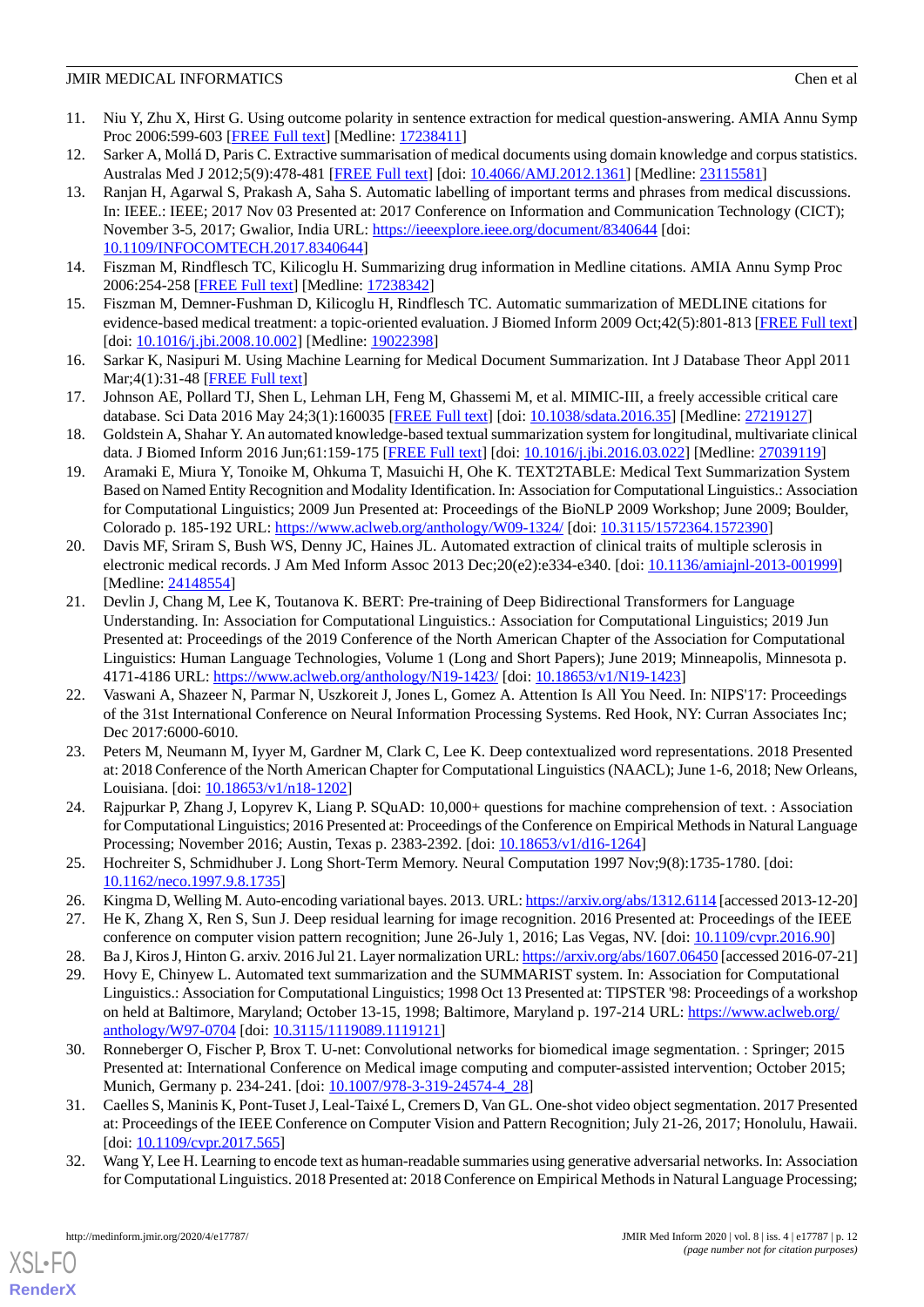11. Niu Y, Zhu X, Hirst G. Using outcome polarity in sentence extraction for medical question-answering. AMIA Annu Symp Proc 2006:599-603 [FREE Full text] [Medline: 17238411]
12. Sarker A, Mollá D, Paris C. Extractive summarisation of medical documents using domain knowledge and corpus statistics. Australas Med J 2012;5(9):478-481 [FREE Full text] [doi: 10.4066/AMJ.2012.1361] [Medline: 23115581]
13. Ranjan H, Agarwal S, Prakash A, Saha S. Automatic labelling of important terms and phrases from medical discussions. In: IEEE.: IEEE; 2017 Nov 03 Presented at: 2017 Conference on Information and Communication Technology (CICT); November 3-5, 2017; Gwalior, India URL: https://ieeexplore.ieee.org/document/8340644 [doi: 10.1109/INFOCOMTECH.2017.8340644]
14. Fiszman M, Rindflesch TC, Kilicoglu H. Summarizing drug information in Medline citations. AMIA Annu Symp Proc 2006:254-258 [FREE Full text] [Medline: 17238342]
15. Fiszman M, Demner-Fushman D, Kilicoglu H, Rindflesch TC. Automatic summarization of MEDLINE citations for evidence-based medical treatment: a topic-oriented evaluation. J Biomed Inform 2009 Oct;42(5):801-813 [FREE Full text] [doi: 10.1016/j.jbi.2008.10.002] [Medline: 19022398]
16. Sarkar K, Nasipuri M. Using Machine Learning for Medical Document Summarization. Int J Database Theor Appl 2011 Mar;4(1):31-48 [FREE Full text]
17. Johnson AE, Pollard TJ, Shen L, Lehman LH, Feng M, Ghassemi M, et al. MIMIC-III, a freely accessible critical care database. Sci Data 2016 May 24;3(1):160035 [FREE Full text] [doi: 10.1038/sdata.2016.35] [Medline: 27219127]
18. Goldstein A, Shahar Y. An automated knowledge-based textual summarization system for longitudinal, multivariate clinical data. J Biomed Inform 2016 Jun;61:159-175 [FREE Full text] [doi: 10.1016/j.jbi.2016.03.022] [Medline: 27039119]
19. Aramaki E, Miura Y, Tonoike M, Ohkuma T, Masuichi H, Ohe K. TEXT2TABLE: Medical Text Summarization System Based on Named Entity Recognition and Modality Identification. In: Association for Computational Linguistics.: Association for Computational Linguistics; 2009 Jun Presented at: Proceedings of the BioNLP 2009 Workshop; June 2009; Boulder, Colorado p. 185-192 URL: https://www.aclweb.org/anthology/W09-1324/ [doi: 10.3115/1572364.1572390]
20. Davis MF, Sriram S, Bush WS, Denny JC, Haines JL. Automated extraction of clinical traits of multiple sclerosis in electronic medical records. J Am Med Inform Assoc 2013 Dec;20(e2):e334-e340. [doi: 10.1136/amiajnl-2013-001999] [Medline: 24148554]
21. Devlin J, Chang M, Lee K, Toutanova K. BERT: Pre-training of Deep Bidirectional Transformers for Language Understanding. In: Association for Computational Linguistics.: Association for Computational Linguistics; 2019 Jun Presented at: Proceedings of the 2019 Conference of the North American Chapter of the Association for Computational Linguistics: Human Language Technologies, Volume 1 (Long and Short Papers); June 2019; Minneapolis, Minnesota p. 4171-4186 URL: https://www.aclweb.org/anthology/N19-1423/ [doi: 10.18653/v1/N19-1423]
22. Vaswani A, Shazeer N, Parmar N, Uszkoreit J, Jones L, Gomez A. Attention Is All You Need. In: NIPS'17: Proceedings of the 31st International Conference on Neural Information Processing Systems. Red Hook, NY: Curran Associates Inc; Dec 2017:6000-6010.
23. Peters M, Neumann M, Iyyer M, Gardner M, Clark C, Lee K. Deep contextualized word representations. 2018 Presented at: 2018 Conference of the North American Chapter for Computational Linguistics (NAACL); June 1-6, 2018; New Orleans, Louisiana. [doi: 10.18653/v1/n18-1202]
24. Rajpurkar P, Zhang J, Lopyrev K, Liang P. SQuAD: 10,000+ questions for machine comprehension of text. : Association for Computational Linguistics; 2016 Presented at: Proceedings of the Conference on Empirical Methods in Natural Language Processing; November 2016; Austin, Texas p. 2383-2392. [doi: 10.18653/v1/d16-1264]
25. Hochreiter S, Schmidhuber J. Long Short-Term Memory. Neural Computation 1997 Nov;9(8):1735-1780. [doi: 10.1162/neco.1997.9.8.1735]
26. Kingma D, Welling M. Auto-encoding variational bayes. 2013. URL: https://arxiv.org/abs/1312.6114 [accessed 2013-12-20]
27. He K, Zhang X, Ren S, Sun J. Deep residual learning for image recognition. 2016 Presented at: Proceedings of the IEEE conference on computer vision pattern recognition; June 26-July 1, 2016; Las Vegas, NV. [doi: 10.1109/cvpr.2016.90]
28. Ba J, Kiros J, Hinton G. arxiv. 2016 Jul 21. Layer normalization URL: https://arxiv.org/abs/1607.06450 [accessed 2016-07-21]
29. Hovy E, Chinyew L. Automated text summarization and the SUMMARIST system. In: Association for Computational Linguistics.: Association for Computational Linguistics; 1998 Oct 13 Presented at: TIPSTER '98: Proceedings of a workshop on held at Baltimore, Maryland; October 13-15, 1998; Baltimore, Maryland p. 197-214 URL: https://www.aclweb.org/anthology/W97-0704 [doi: 10.3115/1119089.1119121]
30. Ronneberger O, Fischer P, Brox T. U-net: Convolutional networks for biomedical image segmentation. : Springer; 2015 Presented at: International Conference on Medical image computing and computer-assisted intervention; October 2015; Munich, Germany p. 234-241. [doi: 10.1007/978-3-319-24574-4_28]
31. Caelles S, Maninis K, Pont-Tuset J, Leal-Taixé L, Cremers D, Van GL. One-shot video object segmentation. 2017 Presented at: Proceedings of the IEEE Conference on Computer Vision and Pattern Recognition; July 21-26, 2017; Honolulu, Hawaii. [doi: 10.1109/cvpr.2017.565]
32. Wang Y, Lee H. Learning to encode text as human-readable summaries using generative adversarial networks. In: Association for Computational Linguistics. 2018 Presented at: 2018 Conference on Empirical Methods in Natural Language Processing;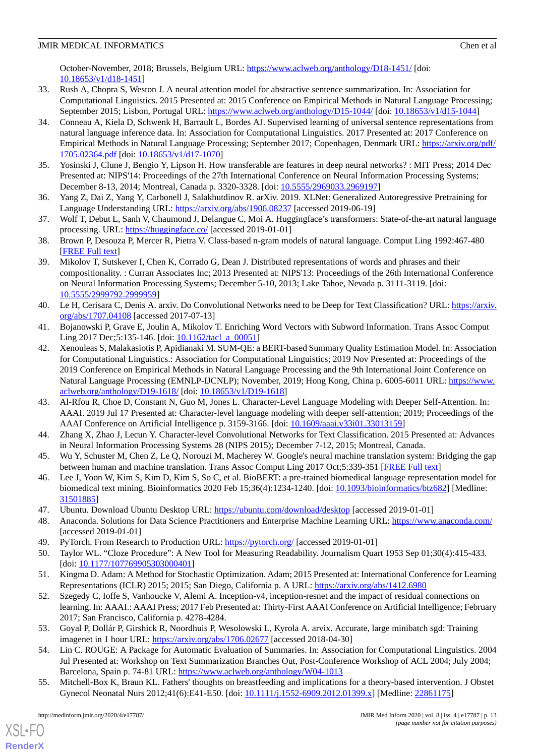October-November, 2018; Brussels, Belgium URL: https://www.aclweb.org/anthology/D18-1451/ [doi: 10.18653/v1/d18-1451]

33. Rush A, Chopra S, Weston J. A neural attention model for abstractive sentence summarization. In: Association for Computational Linguistics. 2015 Presented at: 2015 Conference on Empirical Methods in Natural Language Processing; September 2015; Lisbon, Portugal URL: https://www.aclweb.org/anthology/D15-1044/ [doi: 10.18653/v1/d15-1044]
34. Conneau A, Kiela D, Schwenk H, Barrault L, Bordes AJ. Supervised learning of universal sentence representations from natural language inference data. In: Association for Computational Linguistics. 2017 Presented at: 2017 Conference on Empirical Methods in Natural Language Processing; September 2017; Copenhagen, Denmark URL: https://arxiv.org/pdf/1705.02364.pdf [doi: 10.18653/v1/d17-1070]
35. Yosinski J, Clune J, Bengio Y, Lipson H. How transferable are features in deep neural networks? : MIT Press; 2014 Dec Presented at: NIPS'14: Proceedings of the 27th International Conference on Neural Information Processing Systems; December 8-13, 2014; Montreal, Canada p. 3320-3328. [doi: 10.5555/2969033.2969197]
36. Yang Z, Dai Z, Yang Y, Carbonell J, Salakhutdinov R. arXiv. 2019. XLNet: Generalized Autoregressive Pretraining for Language Understanding URL: https://arxiv.org/abs/1906.08237 [accessed 2019-06-19]
37. Wolf T, Debut L, Sanh V, Chaumond J, Delangue C, Moi A. Huggingface's transformers: State-of-the-art natural language processing. URL: https://huggingface.co/ [accessed 2019-01-01]
38. Brown P, Desouza P, Mercer R, Pietra V. Class-based n-gram models of natural language. Comput Ling 1992:467-480 [FREE Full text]
39. Mikolov T, Sutskever I, Chen K, Corrado G, Dean J. Distributed representations of words and phrases and their compositionality. : Curran Associates Inc; 2013 Presented at: NIPS'13: Proceedings of the 26th International Conference on Neural Information Processing Systems; December 5-10, 2013; Lake Tahoe, Nevada p. 3111-3119. [doi: 10.5555/2999792.2999959]
40. Le H, Cerisara C, Denis A. arxiv. Do Convolutional Networks need to be Deep for Text Classification? URL: https://arxiv.org/abs/1707.04108 [accessed 2017-07-13]
41. Bojanowski P, Grave E, Joulin A, Mikolov T. Enriching Word Vectors with Subword Information. Trans Assoc Comput Ling 2017 Dec;5:135-146. [doi: 10.1162/tacl_a_00051]
42. Xenouleas S, Malakasiotis P, Apidianaki M. SUM-QE: a BERT-based Summary Quality Estimation Model. In: Association for Computational Linguistics.: Association for Computational Linguistics; 2019 Nov Presented at: Proceedings of the 2019 Conference on Empirical Methods in Natural Language Processing and the 9th International Joint Conference on Natural Language Processing (EMNLP-IJCNLP); November, 2019; Hong Kong, China p. 6005-6011 URL: https://www.aclweb.org/anthology/D19-1618/ [doi: 10.18653/v1/D19-1618]
43. Al-Rfou R, Choe D, Constant N, Guo M, Jones L. Character-Level Language Modeling with Deeper Self-Attention. In: AAAI. 2019 Jul 17 Presented at: Character-level language modeling with deeper self-attention; 2019; Proceedings of the AAAI Conference on Artificial Intelligence p. 3159-3166. [doi: 10.1609/aaai.v33i01.33013159]
44. Zhang X, Zhao J, Lecun Y. Character-level Convolutional Networks for Text Classification. 2015 Presented at: Advances in Neural Information Processing Systems 28 (NIPS 2015); December 7-12, 2015; Montreal, Canada.
45. Wu Y, Schuster M, Chen Z, Le Q, Norouzi M, Macherey W. Google's neural machine translation system: Bridging the gap between human and machine translation. Trans Assoc Comput Ling 2017 Oct;5:339-351 [FREE Full text]
46. Lee J, Yoon W, Kim S, Kim D, Kim S, So C, et al. BioBERT: a pre-trained biomedical language representation model for biomedical text mining. Bioinformatics 2020 Feb 15;36(4):1234-1240. [doi: 10.1093/bioinformatics/btz682] [Medline: 31501885]
47. Ubuntu. Download Ubuntu Desktop URL: https://ubuntu.com/download/desktop [accessed 2019-01-01]
48. Anaconda. Solutions for Data Science Practitioners and Enterprise Machine Learning URL: https://www.anaconda.com/ [accessed 2019-01-01]
49. PyTorch. From Research to Production URL: https://pytorch.org/ [accessed 2019-01-01]
50. Taylor WL. "Cloze Procedure": A New Tool for Measuring Readability. Journalism Quart 1953 Sep 01;30(4):415-433. [doi: 10.1177/107769905303000401]
51. Kingma D. Adam: A Method for Stochastic Optimization. Adam; 2015 Presented at: International Conference for Learning Representations (ICLR) 2015; 2015; San Diego, California p. A URL: https://arxiv.org/abs/1412.6980
52. Szegedy C, Ioffe S, Vanhoucke V, Alemi A. Inception-v4, inception-resnet and the impact of residual connections on learning. In: AAAI.: AAAI Press; 2017 Feb Presented at: Thirty-First AAAI Conference on Artificial Intelligence; February 2017; San Francisco, California p. 4278-4284.
53. Goyal P, Dollár P, Girshick R, Noordhuis P, Wesolowski L, Kyrola A. arvix. Accurate, large minibatch sgd: Training imagenet in 1 hour URL: https://arxiv.org/abs/1706.02677 [accessed 2018-04-30]
54. Lin C. ROUGE: A Package for Automatic Evaluation of Summaries. In: Association for Computational Linguistics. 2004 Jul Presented at: Workshop on Text Summarization Branches Out, Post-Conference Workshop of ACL 2004; July 2004; Barcelona, Spain p. 74-81 URL: https://www.aclweb.org/anthology/W04-1013
55. Mitchell-Box K, Braun KL. Fathers' thoughts on breastfeeding and implications for a theory-based intervention. J Obstet Gynecol Neonatal Nurs 2012;41(6):E41-E50. [doi: 10.1111/j.1552-6909.2012.01399.x] [Medline: 22861175]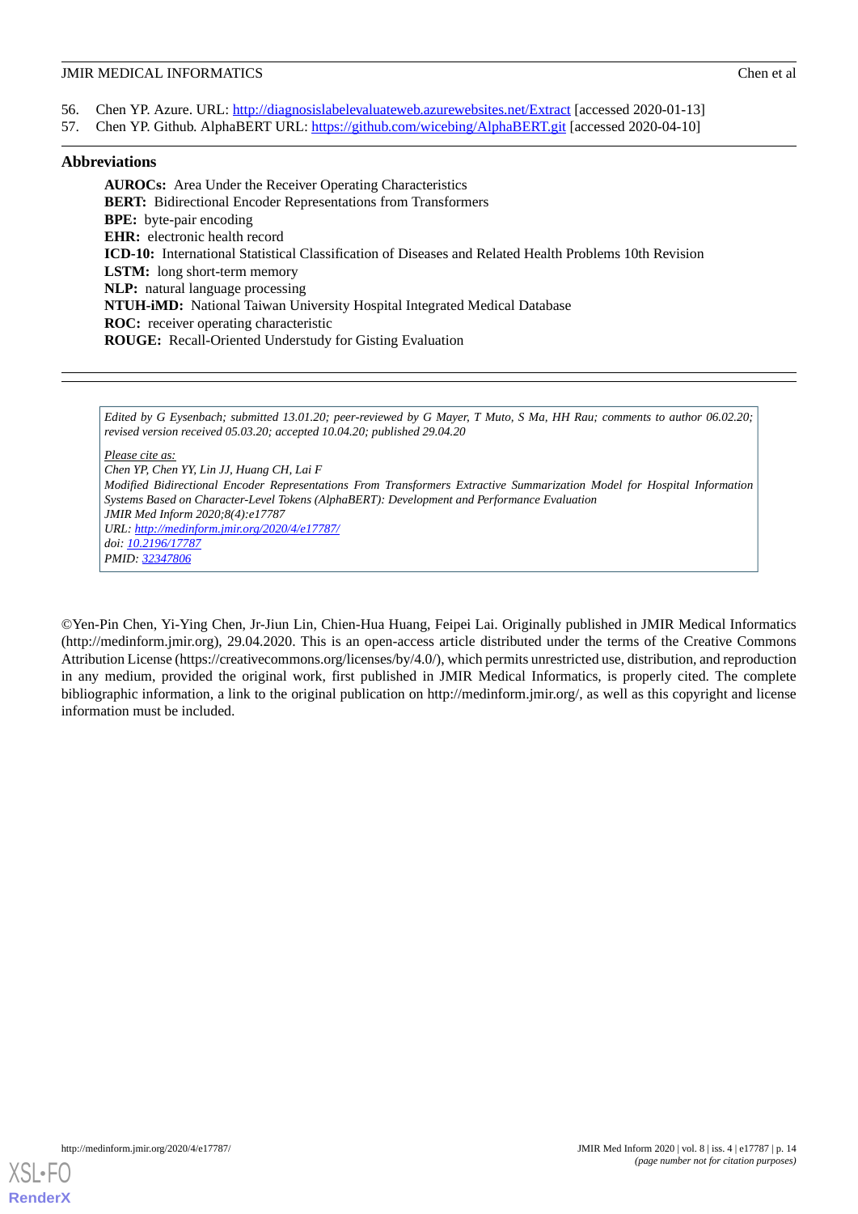56. Chen YP. Azure. URL: http://diagnosislabelevaluateweb.azurewebsites.net/Extract [accessed 2020-01-13]
57. Chen YP. Github. AlphaBERT URL: https://github.com/wicebing/AlphaBERT.git [accessed 2020-04-10]

## Abbreviations

**AUROCs:** Area Under the Receiver Operating Characteristics
**BERT:** Bidirectional Encoder Representations from Transformers
**BPE:** byte-pair encoding
**EHR:** electronic health record
**ICD-10:** International Statistical Classification of Diseases and Related Health Problems 10th Revision
**LSTM:** long short-term memory
**NLP:** natural language processing
**NTUH-iMD:** National Taiwan University Hospital Integrated Medical Database
**ROC:** receiver operating characteristic
**ROUGE:** Recall-Oriented Understudy for Gisting Evaluation

*Edited by G Eysenbach; submitted 13.01.20; peer-reviewed by G Mayer, T Muto, S Ma, HH Rau; comments to author 06.02.20; revised version received 05.03.20; accepted 10.04.20; published 29.04.20*

*Please cite as:*
*Chen YP, Chen YY, Lin JJ, Huang CH, Lai F*
*Modified Bidirectional Encoder Representations From Transformers Extractive Summarization Model for Hospital Information Systems Based on Character-Level Tokens (AlphaBERT): Development and Performance Evaluation*
*JMIR Med Inform 2020;8(4):e17787*
*URL: http://medinform.jmir.org/2020/4/e17787/*
*doi: 10.2196/17787*
*PMID: 32347806*

©Yen-Pin Chen, Yi-Ying Chen, Jr-Jiun Lin, Chien-Hua Huang, Feipei Lai. Originally published in JMIR Medical Informatics (http://medinform.jmir.org), 29.04.2020. This is an open-access article distributed under the terms of the Creative Commons Attribution License (https://creativecommons.org/licenses/by/4.0/), which permits unrestricted use, distribution, and reproduction in any medium, provided the original work, first published in JMIR Medical Informatics, is properly cited. The complete bibliographic information, a link to the original publication on http://medinform.jmir.org/, as well as this copyright and license information must be included.